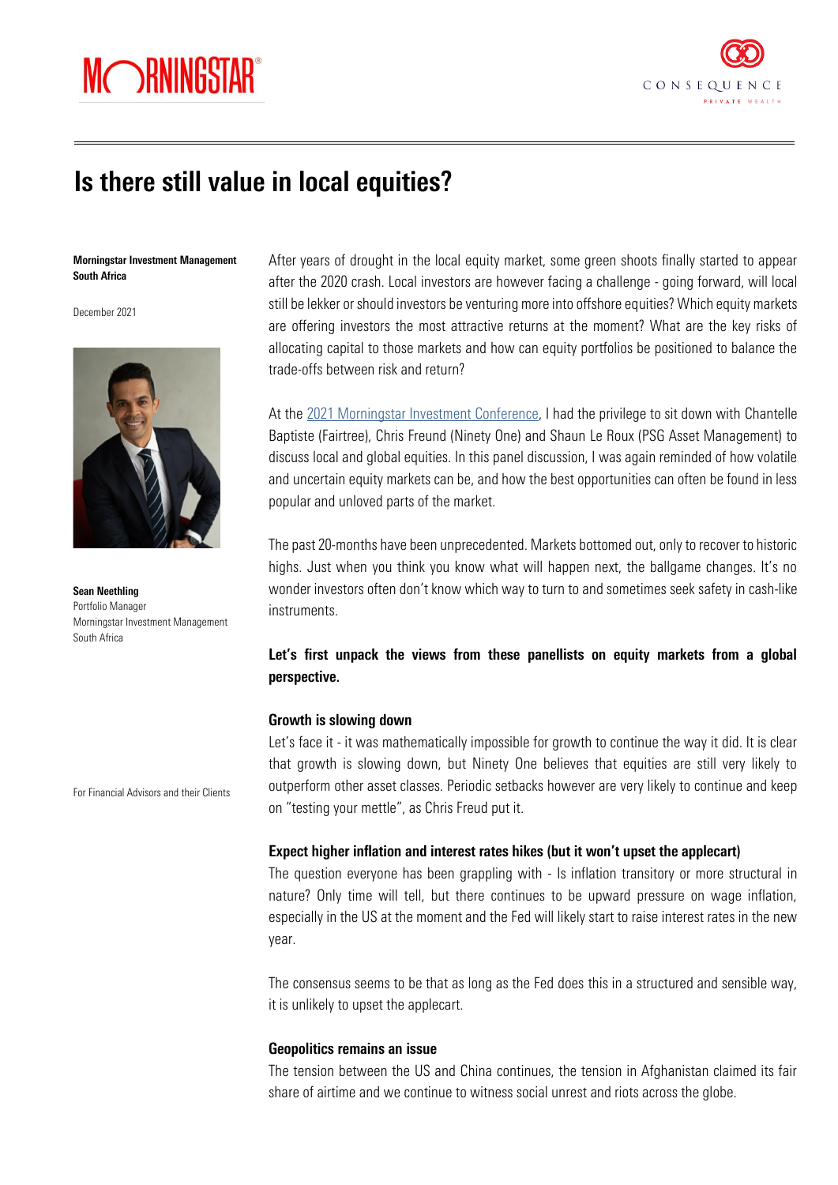# Is there still value in local equities?

**Morningstar Investment Management South Africa**

December 2021

**Sean Neethling**
Portfolio Manager
Morningstar Investment Management
South Africa

For Financial Advisors and their Clients

After years of drought in the local equity market, some green shoots finally started to appear after the 2020 crash. Local investors are however facing a challenge - going forward, will local still be lekker or should investors be venturing more into offshore equities? Which equity markets are offering investors the most attractive returns at the moment? What are the key risks of allocating capital to those markets and how can equity portfolios be positioned to balance the trade-offs between risk and return?

At the 2021 Morningstar Investment Conference, I had the privilege to sit down with Chantelle Baptiste (Fairtree), Chris Freund (Ninety One) and Shaun Le Roux (PSG Asset Management) to discuss local and global equities. In this panel discussion, I was again reminded of how volatile and uncertain equity markets can be, and how the best opportunities can often be found in less popular and unloved parts of the market.

The past 20-months have been unprecedented. Markets bottomed out, only to recover to historic highs. Just when you think you know what will happen next, the ballgame changes. It's no wonder investors often don't know which way to turn to and sometimes seek safety in cash-like instruments.

**Let's first unpack the views from these panellists on equity markets from a global perspective.**

**Growth is slowing down**

Let's face it - it was mathematically impossible for growth to continue the way it did. It is clear that growth is slowing down, but Ninety One believes that equities are still very likely to outperform other asset classes. Periodic setbacks however are very likely to continue and keep on "testing your mettle", as Chris Freud put it.

**Expect higher inflation and interest rates hikes (but it won't upset the applecart)**

The question everyone has been grappling with - Is inflation transitory or more structural in nature? Only time will tell, but there continues to be upward pressure on wage inflation, especially in the US at the moment and the Fed will likely start to raise interest rates in the new year.

The consensus seems to be that as long as the Fed does this in a structured and sensible way, it is unlikely to upset the applecart.

**Geopolitics remains an issue**

The tension between the US and China continues, the tension in Afghanistan claimed its fair share of airtime and we continue to witness social unrest and riots across the globe.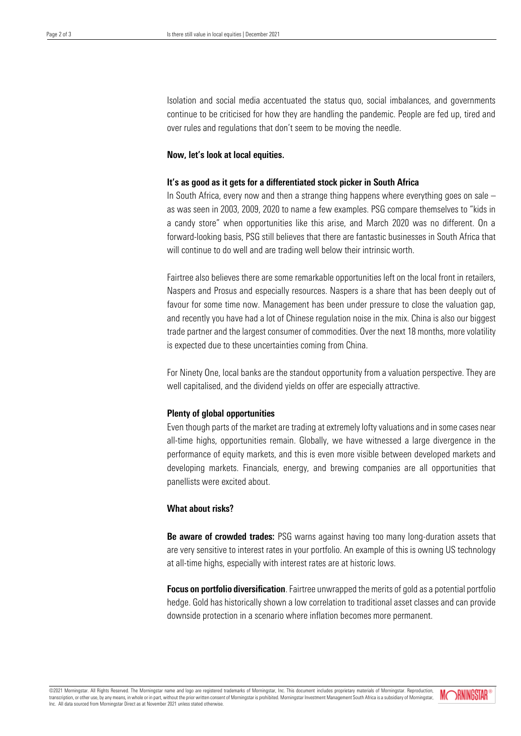Isolation and social media accentuated the status quo, social imbalances, and governments continue to be criticised for how they are handling the pandemic. People are fed up, tired and over rules and regulations that don't seem to be moving the needle.

**Now, let's look at local equities.**

**It's as good as it gets for a differentiated stock picker in South Africa**

In South Africa, every now and then a strange thing happens where everything goes on sale – as was seen in 2003, 2009, 2020 to name a few examples. PSG compare themselves to "kids in a candy store" when opportunities like this arise, and March 2020 was no different. On a forward-looking basis, PSG still believes that there are fantastic businesses in South Africa that will continue to do well and are trading well below their intrinsic worth.

Fairtree also believes there are some remarkable opportunities left on the local front in retailers, Naspers and Prosus and especially resources. Naspers is a share that has been deeply out of favour for some time now. Management has been under pressure to close the valuation gap, and recently you have had a lot of Chinese regulation noise in the mix. China is also our biggest trade partner and the largest consumer of commodities. Over the next 18 months, more volatility is expected due to these uncertainties coming from China.

For Ninety One, local banks are the standout opportunity from a valuation perspective. They are well capitalised, and the dividend yields on offer are especially attractive.

**Plenty of global opportunities**

Even though parts of the market are trading at extremely lofty valuations and in some cases near all-time highs, opportunities remain. Globally, we have witnessed a large divergence in the performance of equity markets, and this is even more visible between developed markets and developing markets. Financials, energy, and brewing companies are all opportunities that panellists were excited about.

**What about risks?**

**Be aware of crowded trades:** PSG warns against having too many long-duration assets that are very sensitive to interest rates in your portfolio. An example of this is owning US technology at all-time highs, especially with interest rates are at historic lows.

**Focus on portfolio diversification**. Fairtree unwrapped the merits of gold as a potential portfolio hedge. Gold has historically shown a low correlation to traditional asset classes and can provide downside protection in a scenario where inflation becomes more permanent.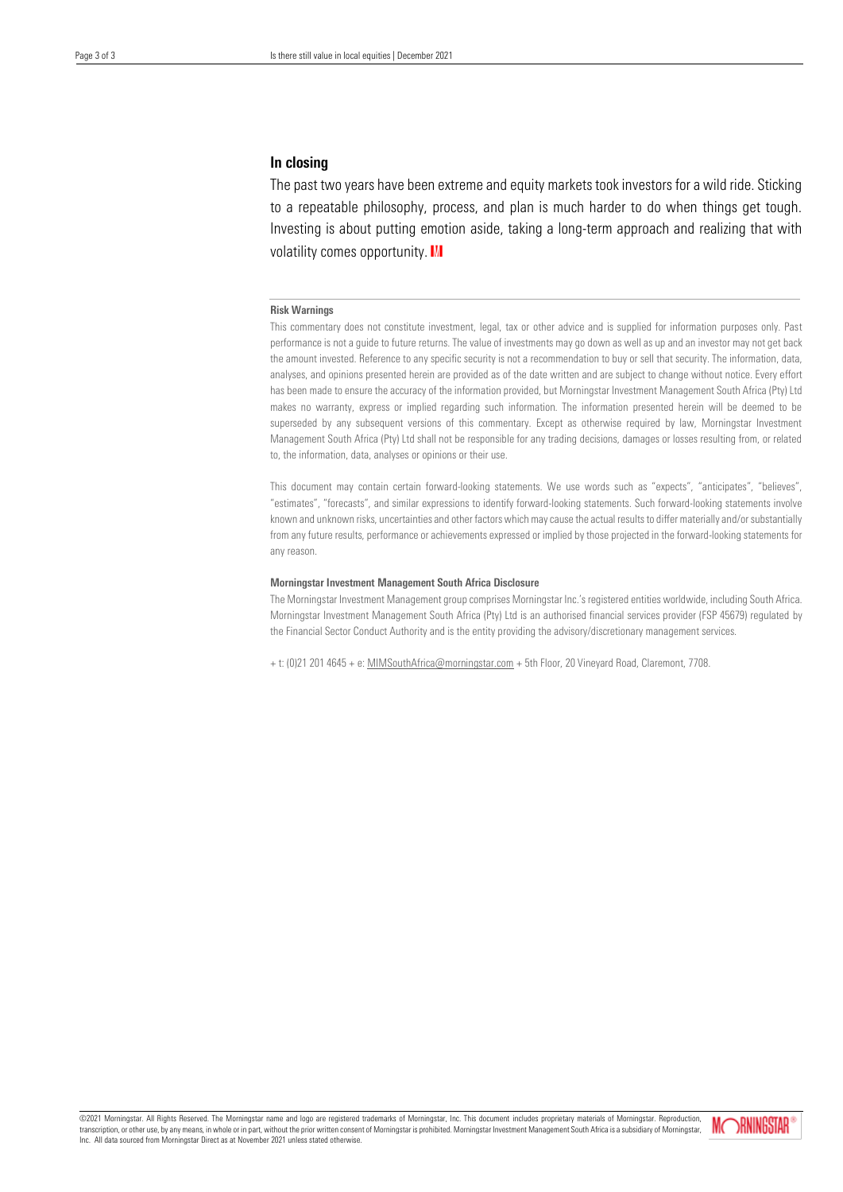## In closing

The past two years have been extreme and equity markets took investors for a wild ride. Sticking to a repeatable philosophy, process, and plan is much harder to do when things get tough. Investing is about putting emotion aside, taking a long-term approach and realizing that with volatility comes opportunity.

### Risk Warnings

This commentary does not constitute investment, legal, tax or other advice and is supplied for information purposes only. Past performance is not a guide to future returns. The value of investments may go down as well as up and an investor may not get back the amount invested. Reference to any specific security is not a recommendation to buy or sell that security. The information, data, analyses, and opinions presented herein are provided as of the date written and are subject to change without notice. Every effort has been made to ensure the accuracy of the information provided, but Morningstar Investment Management South Africa (Pty) Ltd makes no warranty, express or implied regarding such information. The information presented herein will be deemed to be superseded by any subsequent versions of this commentary. Except as otherwise required by law, Morningstar Investment Management South Africa (Pty) Ltd shall not be responsible for any trading decisions, damages or losses resulting from, or related to, the information, data, analyses or opinions or their use.

This document may contain certain forward-looking statements. We use words such as "expects", "anticipates", "believes", "estimates", "forecasts", and similar expressions to identify forward-looking statements. Such forward-looking statements involve known and unknown risks, uncertainties and other factors which may cause the actual results to differ materially and/or substantially from any future results, performance or achievements expressed or implied by those projected in the forward-looking statements for any reason.

### Morningstar Investment Management South Africa Disclosure

The Morningstar Investment Management group comprises Morningstar Inc.'s registered entities worldwide, including South Africa. Morningstar Investment Management South Africa (Pty) Ltd is an authorised financial services provider (FSP 45679) regulated by the Financial Sector Conduct Authority and is the entity providing the advisory/discretionary management services.

+ t: (0)21 201 4645 + e: MIMSouthAfrica@morningstar.com + 5th Floor, 20 Vineyard Road, Claremont, 7708.

©2021 Morningstar. All Rights Reserved. The Morningstar name and logo are registered trademarks of Morningstar, Inc. This document includes proprietary materials of Morningstar. Reproduction, transcription, or other use, by any means, in whole or in part, without the prior written consent of Morningstar is prohibited. Morningstar Investment Management South Africa is a subsidiary of Morningstar, Inc. All data sourced from Morningstar Direct as at November 2021 unless stated otherwise.